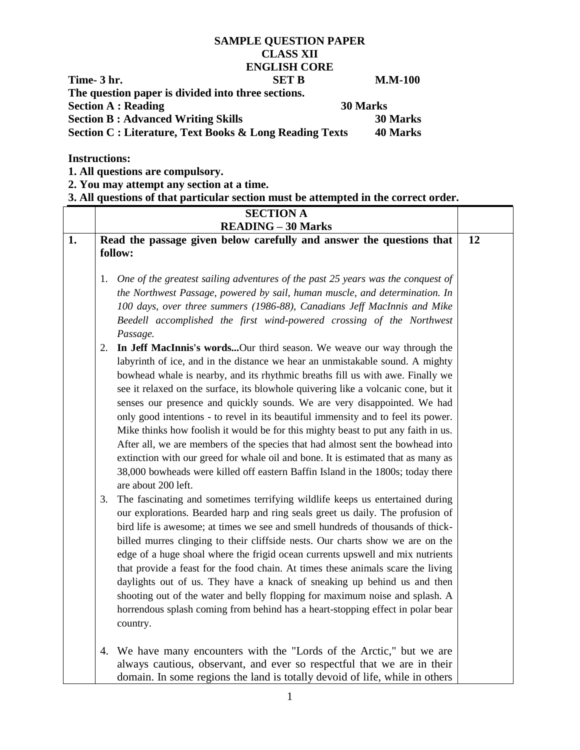# SAMPLE QUESTION PAPER
## CLASS XII
## ENGLISH CORE

**Time- 3 hr.** **SET B** **M.M-100**

**The question paper is divided into three sections.**

**Section A : Reading** **30 Marks**

**Section B : Advanced Writing Skills** **30 Marks**

**Section C : Literature, Text Books & Long Reading Texts** **40 Marks**

**Instructions:**

**1. All questions are compulsory.**

**2. You may attempt any section at a time.**

**3. All questions of that particular section must be attempted in the correct order.**

## SECTION A
## READING – 30 Marks

**1.** **Read the passage given below carefully and answer the questions that follow:** **12**

1. *One of the greatest sailing adventures of the past 25 years was the conquest of the Northwest Passage, powered by sail, human muscle, and determination. In 100 days, over three summers (1986-88), Canadians Jeff MacInnis and Mike Beedell accomplished the first wind-powered crossing of the Northwest Passage.*
2. **In Jeff MacInnis's words...**Our third season. We weave our way through the labyrinth of ice, and in the distance we hear an unmistakable sound. A mighty bowhead whale is nearby, and its rhythmic breaths fill us with awe. Finally we see it relaxed on the surface, its blowhole quivering like a volcanic cone, but it senses our presence and quickly sounds. We are very disappointed. We had only good intentions - to revel in its beautiful immensity and to feel its power. Mike thinks how foolish it would be for this mighty beast to put any faith in us. After all, we are members of the species that had almost sent the bowhead into extinction with our greed for whale oil and bone. It is estimated that as many as 38,000 bowheads were killed off eastern Baffin Island in the 1800s; today there are about 200 left.
3. The fascinating and sometimes terrifying wildlife keeps us entertained during our explorations. Bearded harp and ring seals greet us daily. The profusion of bird life is awesome; at times we see and smell hundreds of thousands of thick-billed murres clinging to their cliffside nests. Our charts show we are on the edge of a huge shoal where the frigid ocean currents upswell and mix nutrients that provide a feast for the food chain. At times these animals scare the living daylights out of us. They have a knack of sneaking up behind us and then shooting out of the water and belly flopping for maximum noise and splash. A horrendous splash coming from behind has a heart-stopping effect in polar bear country.
4. We have many encounters with the "Lords of the Arctic," but we are always cautious, observant, and ever so respectful that we are in their domain. In some regions the land is totally devoid of life, while in others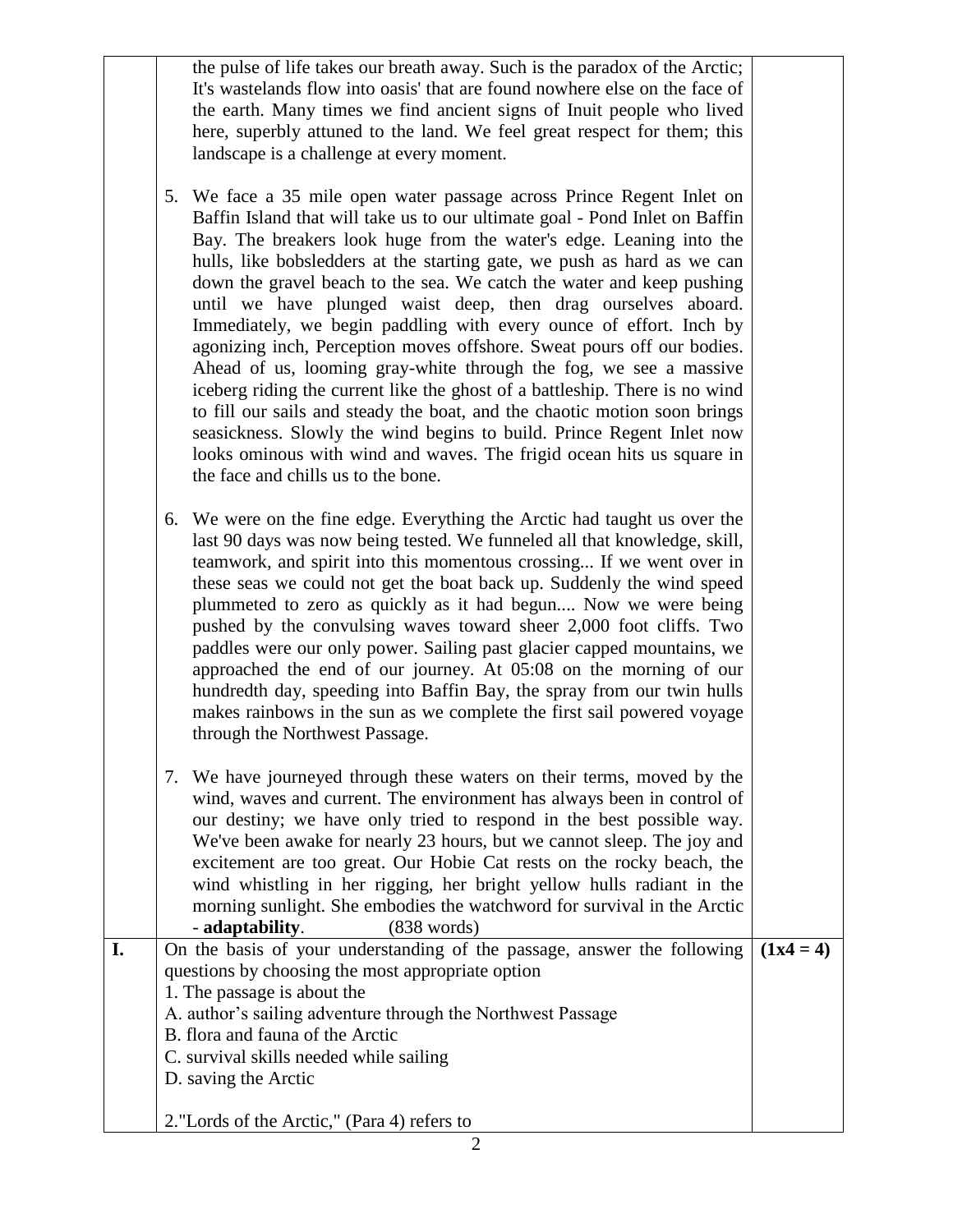the pulse of life takes our breath away. Such is the paradox of the Arctic; It's wastelands flow into oasis' that are found nowhere else on the face of the earth. Many times we find ancient signs of Inuit people who lived here, superbly attuned to the land. We feel great respect for them; this landscape is a challenge at every moment.

5. We face a 35 mile open water passage across Prince Regent Inlet on Baffin Island that will take us to our ultimate goal - Pond Inlet on Baffin Bay. The breakers look huge from the water's edge. Leaning into the hulls, like bobsledders at the starting gate, we push as hard as we can down the gravel beach to the sea. We catch the water and keep pushing until we have plunged waist deep, then drag ourselves aboard. Immediately, we begin paddling with every ounce of effort. Inch by agonizing inch, Perception moves offshore. Sweat pours off our bodies. Ahead of us, looming gray-white through the fog, we see a massive iceberg riding the current like the ghost of a battleship. There is no wind to fill our sails and steady the boat, and the chaotic motion soon brings seasickness. Slowly the wind begins to build. Prince Regent Inlet now looks ominous with wind and waves. The frigid ocean hits us square in the face and chills us to the bone.

6. We were on the fine edge. Everything the Arctic had taught us over the last 90 days was now being tested. We funneled all that knowledge, skill, teamwork, and spirit into this momentous crossing... If we went over in these seas we could not get the boat back up. Suddenly the wind speed plummeted to zero as quickly as it had begun.... Now we were being pushed by the convulsing waves toward sheer 2,000 foot cliffs. Two paddles were our only power. Sailing past glacier capped mountains, we approached the end of our journey. At 05:08 on the morning of our hundredth day, speeding into Baffin Bay, the spray from our twin hulls makes rainbows in the sun as we complete the first sail powered voyage through the Northwest Passage.

7. We have journeyed through these waters on their terms, moved by the wind, waves and current. The environment has always been in control of our destiny; we have only tried to respond in the best possible way. We've been awake for nearly 23 hours, but we cannot sleep. The joy and excitement are too great. Our Hobie Cat rests on the rocky beach, the wind whistling in her rigging, her bright yellow hulls radiant in the morning sunlight. She embodies the watchword for survival in the Arctic - **adaptability**. (838 words)

**I.** On the basis of your understanding of the passage, answer the following questions by choosing the most appropriate option **(1x4 = 4)**

1. The passage is about the

A. author's sailing adventure through the Northwest Passage

B. flora and fauna of the Arctic

C. survival skills needed while sailing

D. saving the Arctic

2."Lords of the Arctic," (Para 4) refers to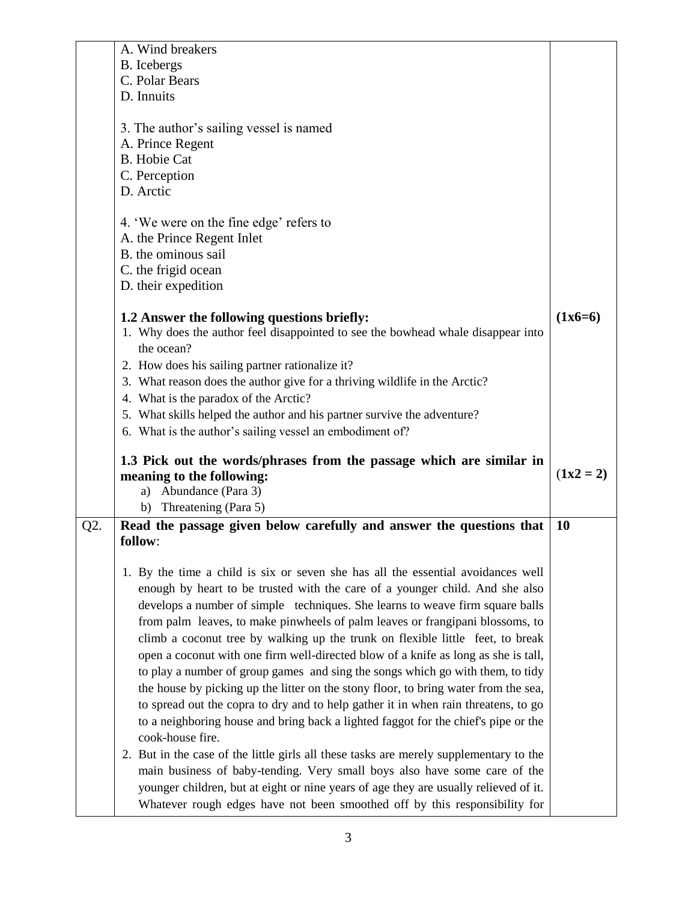A. Wind breakers
B. Icebergs
C. Polar Bears
D. Innuits

3. The author's sailing vessel is named
A. Prince Regent
B. Hobie Cat
C. Perception
D. Arctic

4. 'We were on the fine edge' refers to
A. the Prince Regent Inlet
B. the ominous sail
C. the frigid ocean
D. their expedition

**1.2 Answer the following questions briefly:** **(1x6=6)**

1. Why does the author feel disappointed to see the bowhead whale disappear into the ocean?
2. How does his sailing partner rationalize it?
3. What reason does the author give for a thriving wildlife in the Arctic?
4. What is the paradox of the Arctic?
5. What skills helped the author and his partner survive the adventure?
6. What is the author's sailing vessel an embodiment of?

**1.3 Pick out the words/phrases from the passage which are similar in meaning to the following:** **(1x2 = 2)**

a) Abundance (Para 3)
b) Threatening (Para 5)

**Q2. Read the passage given below carefully and answer the questions that follow**: **10**

1. By the time a child is six or seven she has all the essential avoidances well enough by heart to be trusted with the care of a younger child. And she also develops a number of simple techniques. She learns to weave firm square balls from palm leaves, to make pinwheels of palm leaves or frangipani blossoms, to climb a coconut tree by walking up the trunk on flexible little feet, to break open a coconut with one firm well-directed blow of a knife as long as she is tall, to play a number of group games and sing the songs which go with them, to tidy the house by picking up the litter on the stony floor, to bring water from the sea, to spread out the copra to dry and to help gather it in when rain threatens, to go to a neighboring house and bring back a lighted faggot for the chief's pipe or the cook-house fire.
2. But in the case of the little girls all these tasks are merely supplementary to the main business of baby-tending. Very small boys also have some care of the younger children, but at eight or nine years of age they are usually relieved of it. Whatever rough edges have not been smoothed off by this responsibility for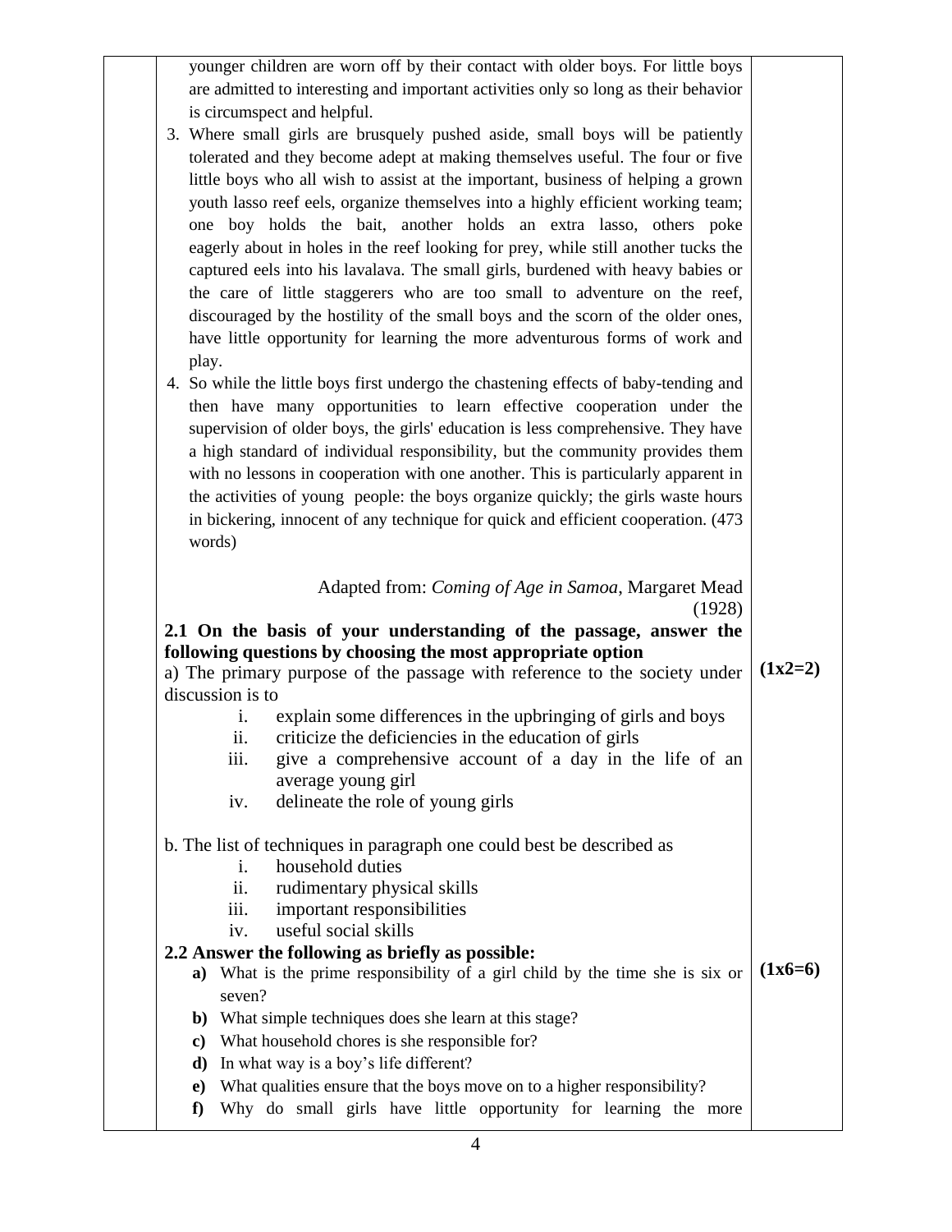younger children are worn off by their contact with older boys. For little boys are admitted to interesting and important activities only so long as their behavior is circumspect and helpful.

3. Where small girls are brusquely pushed aside, small boys will be patiently tolerated and they become adept at making themselves useful. The four or five little boys who all wish to assist at the important, business of helping a grown youth lasso reef eels, organize themselves into a highly efficient working team; one boy holds the bait, another holds an extra lasso, others poke eagerly about in holes in the reef looking for prey, while still another tucks the captured eels into his lavalava. The small girls, burdened with heavy babies or the care of little staggerers who are too small to adventure on the reef, discouraged by the hostility of the small boys and the scorn of the older ones, have little opportunity for learning the more adventurous forms of work and play.
4. So while the little boys first undergo the chastening effects of baby-tending and then have many opportunities to learn effective cooperation under the supervision of older boys, the girls' education is less comprehensive. They have a high standard of individual responsibility, but the community provides them with no lessons in cooperation with one another. This is particularly apparent in the activities of young people: the boys organize quickly; the girls waste hours in bickering, innocent of any technique for quick and efficient cooperation. (473 words)

Adapted from: *Coming of Age in Samoa*, Margaret Mead (1928)

**2.1 On the basis of your understanding of the passage, answer the following questions by choosing the most appropriate option** **(1x2=2)**

a) The primary purpose of the passage with reference to the society under discussion is to

i. explain some differences in the upbringing of girls and boys
ii. criticize the deficiencies in the education of girls
iii. give a comprehensive account of a day in the life of an average young girl
iv. delineate the role of young girls

b. The list of techniques in paragraph one could best be described as

i. household duties
ii. rudimentary physical skills
iii. important responsibilities
iv. useful social skills

**2.2 Answer the following as briefly as possible:** **(1x6=6)**

**a)** What is the prime responsibility of a girl child by the time she is six or seven?
**b)** What simple techniques does she learn at this stage?
**c)** What household chores is she responsible for?
**d)** In what way is a boy's life different?
**e)** What qualities ensure that the boys move on to a higher responsibility?
**f)** Why do small girls have little opportunity for learning the more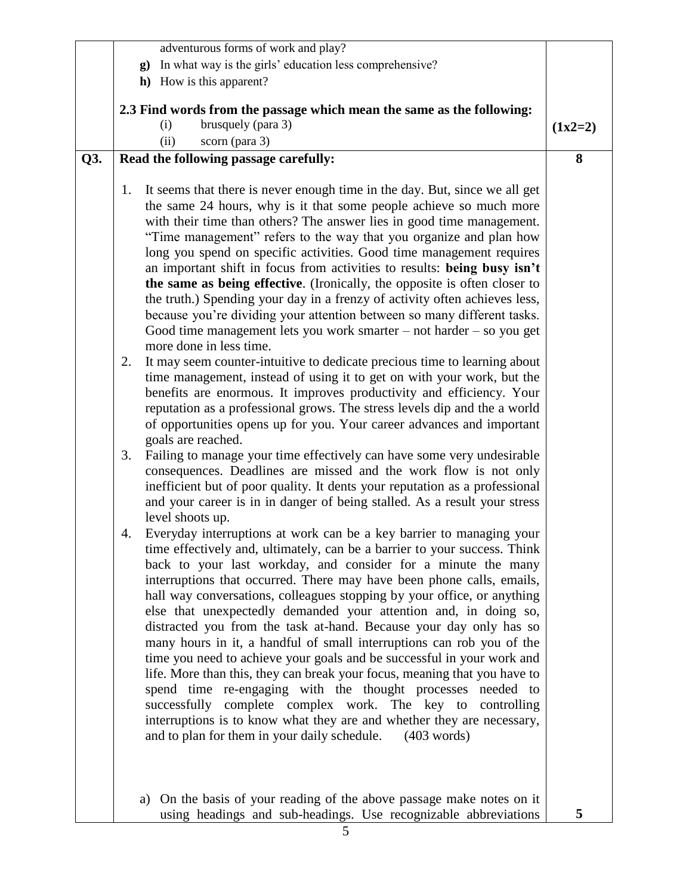adventurous forms of work and play?

**g)** In what way is the girls' education less comprehensive?

**h)** How is this apparent?

**2.3 Find words from the passage which mean the same as the following:** **(1x2=2)**

(i) brusquely (para 3)

(ii) scorn (para 3)

**Q3. Read the following passage carefully:** **8**

1. It seems that there is never enough time in the day. But, since we all get the same 24 hours, why is it that some people achieve so much more with their time than others? The answer lies in good time management. "Time management" refers to the way that you organize and plan how long you spend on specific activities. Good time management requires an important shift in focus from activities to results: **being busy isn't the same as being effective**. (Ironically, the opposite is often closer to the truth.) Spending your day in a frenzy of activity often achieves less, because you're dividing your attention between so many different tasks. Good time management lets you work smarter – not harder – so you get more done in less time.
2. It may seem counter-intuitive to dedicate precious time to learning about time management, instead of using it to get on with your work, but the benefits are enormous. It improves productivity and efficiency. Your reputation as a professional grows. The stress levels dip and the a world of opportunities opens up for you. Your career advances and important goals are reached.
3. Failing to manage your time effectively can have some very undesirable consequences. Deadlines are missed and the work flow is not only inefficient but of poor quality. It dents your reputation as a professional and your career is in in danger of being stalled. As a result your stress level shoots up.
4. Everyday interruptions at work can be a key barrier to managing your time effectively and, ultimately, can be a barrier to your success. Think back to your last workday, and consider for a minute the many interruptions that occurred. There may have been phone calls, emails, hall way conversations, colleagues stopping by your office, or anything else that unexpectedly demanded your attention and, in doing so, distracted you from the task at-hand. Because your day only has so many hours in it, a handful of small interruptions can rob you of the time you need to achieve your goals and be successful in your work and life. More than this, they can break your focus, meaning that you have to spend time re-engaging with the thought processes needed to successfully complete complex work. The key to controlling interruptions is to know what they are and whether they are necessary, and to plan for them in your daily schedule. (403 words)

a) On the basis of your reading of the above passage make notes on it using headings and sub-headings. Use recognizable abbreviations **5**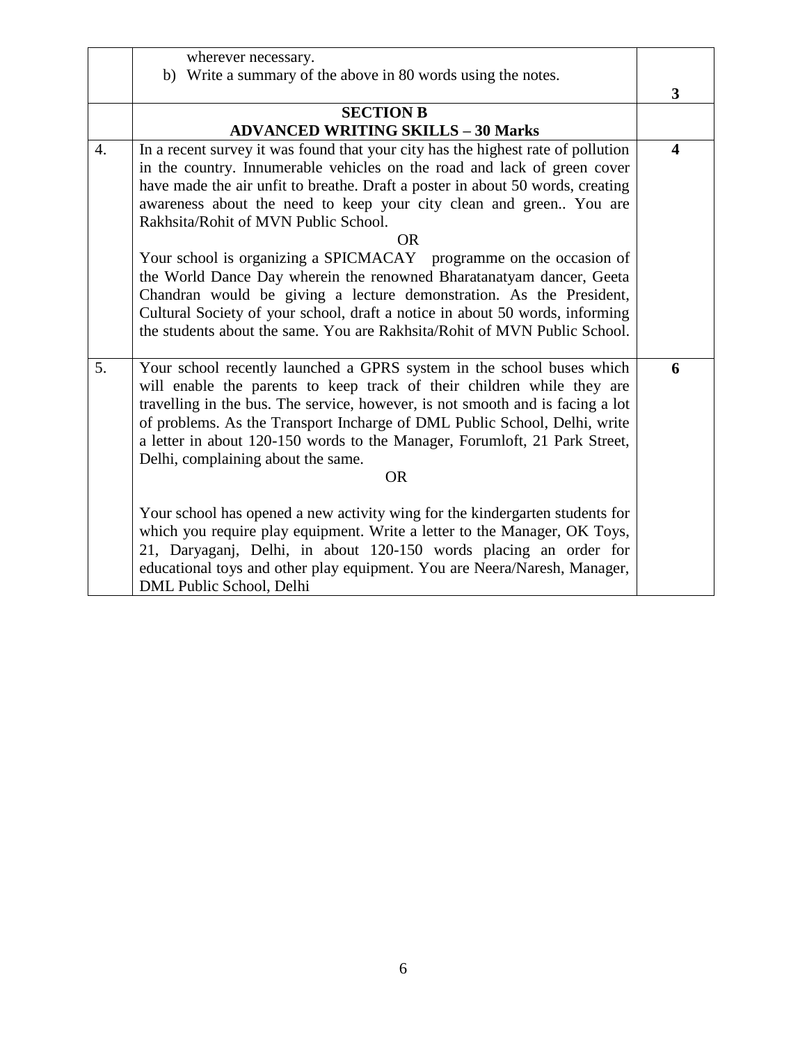| | | |
|---|---|---|
| | wherever necessary.<br>b) Write a summary of the above in 80 words using the notes. | 3 |
| | **SECTION B**<br>**ADVANCED WRITING SKILLS – 30 Marks** | |
| 4. | In a recent survey it was found that your city has the highest rate of pollution in the country. Innumerable vehicles on the road and lack of green cover have made the air unfit to breathe. Draft a poster in about 50 words, creating awareness about the need to keep your city clean and green.. You are Rakhsita/Rohit of MVN Public School.<br>OR<br>Your school is organizing a SPICMACAY programme on the occasion of the World Dance Day wherein the renowned Bharatanatyam dancer, Geeta Chandran would be giving a lecture demonstration. As the President, Cultural Society of your school, draft a notice in about 50 words, informing the students about the same. You are Rakhsita/Rohit of MVN Public School. | **4** |
| 5. | Your school recently launched a GPRS system in the school buses which will enable the parents to keep track of their children while they are travelling in the bus. The service, however, is not smooth and is facing a lot of problems. As the Transport Incharge of DML Public School, Delhi, write a letter in about 120-150 words to the Manager, Forumloft, 21 Park Street, Delhi, complaining about the same.<br>OR<br>Your school has opened a new activity wing for the kindergarten students for which you require play equipment. Write a letter to the Manager, OK Toys, 21, Daryaganj, Delhi, in about 120-150 words placing an order for educational toys and other play equipment. You are Neera/Naresh, Manager, DML Public School, Delhi | **6** |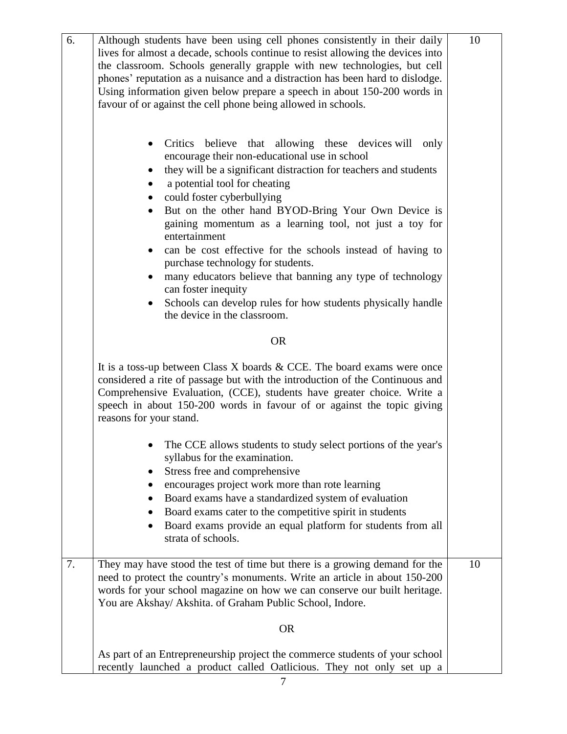| | | |
|---|---|---|
| 6. | Although students have been using cell phones consistently in their daily lives for almost a decade, schools continue to resist allowing the devices into the classroom. Schools generally grapple with new technologies, but cell phones' reputation as a nuisance and a distraction has been hard to dislodge. Using information given below prepare a speech in about 150-200 words in favour of or against the cell phone being allowed in schools.<br><br>• Critics believe that allowing these devices will only encourage their non-educational use in school<br>• they will be a significant distraction for teachers and students<br>• a potential tool for cheating<br>• could foster cyberbullying<br>• But on the other hand BYOD-Bring Your Own Device is gaining momentum as a learning tool, not just a toy for entertainment<br>• can be cost effective for the schools instead of having to purchase technology for students.<br>• many educators believe that banning any type of technology can foster inequity<br>• Schools can develop rules for how students physically handle the device in the classroom.<br><br>OR<br><br>It is a toss-up between Class X boards & CCE. The board exams were once considered a rite of passage but with the introduction of the Continuous and Comprehensive Evaluation, (CCE), students have greater choice. Write a speech in about 150-200 words in favour of or against the topic giving reasons for your stand.<br><br>• The CCE allows students to study select portions of the year's syllabus for the examination.<br>• Stress free and comprehensive<br>• encourages project work more than rote learning<br>• Board exams have a standardized system of evaluation<br>• Board exams cater to the competitive spirit in students<br>• Board exams provide an equal platform for students from all strata of schools. | 10 |
| 7. | They may have stood the test of time but there is a growing demand for the need to protect the country's monuments. Write an article in about 150-200 words for your school magazine on how we can conserve our built heritage. You are Akshay/ Akshita. of Graham Public School, Indore.<br><br>OR<br><br>As part of an Entrepreneurship project the commerce students of your school recently launched a product called Oatlicious. They not only set up a | 10 |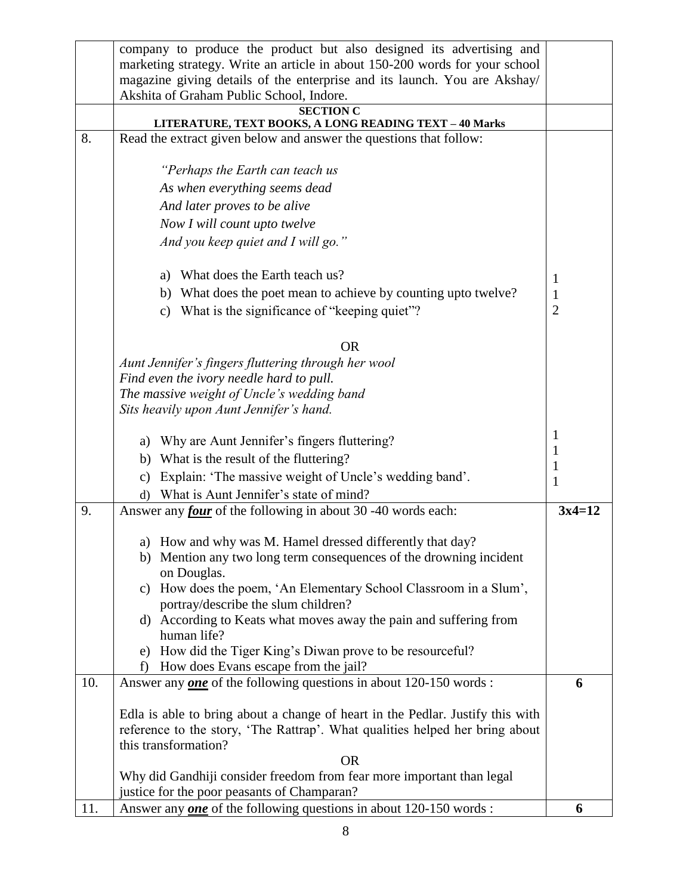| | | |
|---|---|---|
| | company to produce the product but also designed its advertising and marketing strategy. Write an article in about 150-200 words for your school magazine giving details of the enterprise and its launch. You are Akshay/ Akshita of Graham Public School, Indore. | |
| | **SECTION C**<br>**LITERATURE, TEXT BOOKS, A LONG READING TEXT – 40 Marks** | |
| 8. | Read the extract given below and answer the questions that follow:<br><br>*"Perhaps the Earth can teach us*<br>*As when everything seems dead*<br>*And later proves to be alive*<br>*Now I will count upto twelve*<br>*And you keep quiet and I will go."*<br><br>a) What does the Earth teach us?<br>b) What does the poet mean to achieve by counting upto twelve?<br>c) What is the significance of "keeping quiet"?<br><br>OR<br><br>*Aunt Jennifer's fingers fluttering through her wool*<br>*Find even the ivory needle hard to pull.*<br>*The massive weight of Uncle's wedding band*<br>*Sits heavily upon Aunt Jennifer's hand.*<br><br>a) Why are Aunt Jennifer's fingers fluttering?<br>b) What is the result of the fluttering?<br>c) Explain: 'The massive weight of Uncle's wedding band'.<br>d) What is Aunt Jennifer's state of mind? | 1<br>1<br>2<br><br><br><br>1<br>1<br>1<br>1 |
| 9. | Answer any ***four*** of the following in about 30 -40 words each:<br><br>a) How and why was M. Hamel dressed differently that day?<br>b) Mention any two long term consequences of the drowning incident on Douglas.<br>c) How does the poem, 'An Elementary School Classroom in a Slum', portray/describe the slum children?<br>d) According to Keats what moves away the pain and suffering from human life?<br>e) How did the Tiger King's Diwan prove to be resourceful?<br>f) How does Evans escape from the jail? | **3x4=12** |
| 10. | Answer any ***one*** of the following questions in about 120-150 words :<br><br>Edla is able to bring about a change of heart in the Pedlar. Justify this with reference to the story, 'The Rattrap'. What qualities helped her bring about this transformation?<br><br>OR<br><br>Why did Gandhiji consider freedom from fear more important than legal justice for the poor peasants of Champaran? | **6** |
| 11. | Answer any ***one*** of the following questions in about 120-150 words : | **6** |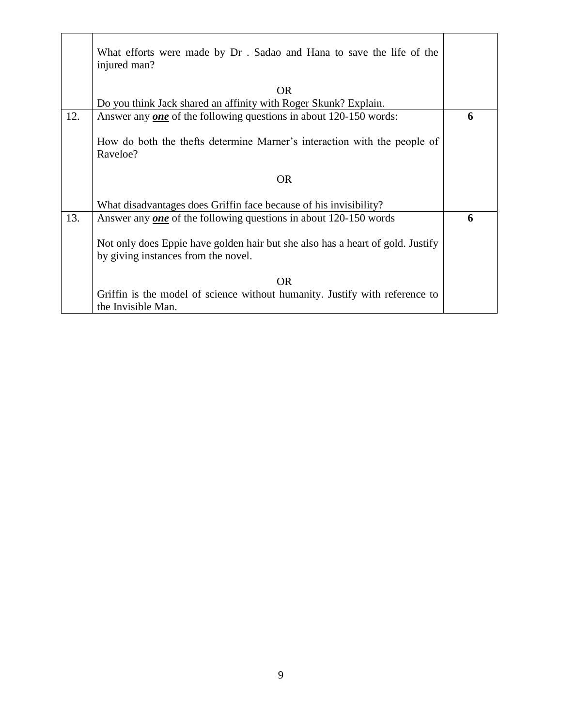| | | |
|---|---|---|
| | What efforts were made by Dr . Sadao and Hana to save the life of the injured man?<br><br>OR<br>Do you think Jack shared an affinity with Roger Skunk? Explain. | |
| 12. | Answer any ***one*** of the following questions in about 120-150 words:<br><br>How do both the thefts determine Marner's interaction with the people of Raveloe?<br><br>OR<br><br>What disadvantages does Griffin face because of his invisibility? | **6** |
| 13. | Answer any ***one*** of the following questions in about 120-150 words<br><br>Not only does Eppie have golden hair but she also has a heart of gold. Justify by giving instances from the novel.<br><br>OR<br>Griffin is the model of science without humanity. Justify with reference to the Invisible Man. | **6** |